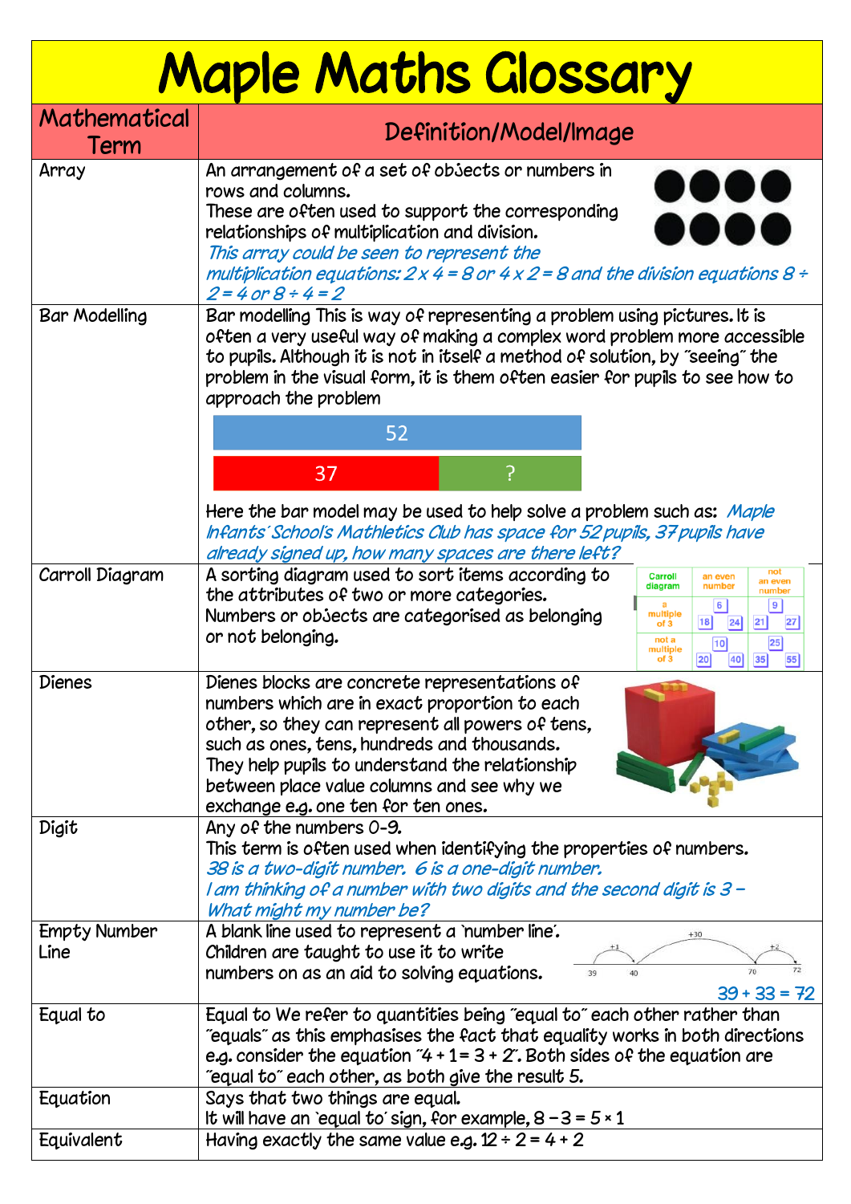# Maple Maths Glossary

| Mathematical Term | Definition/Model/Image |
|---|---|
| Array | An arrangement of a set of objects or numbers in rows and columns. These are often used to support the corresponding relationships of multiplication and division. *This array could be seen to represent the multiplication equations: $2 \times 4 = 8$ or $4 \times 2 = 8$ and the division equations $8 \div 2 = 4$ or $8 \div 4 = 2$* |
| Bar Modelling | Bar modelling This is way of representing a problem using pictures. It is often a very useful way of making a complex word problem more accessible to pupils. Although it is not in itself a method of solution, by "seeing" the problem in the visual form, it is them often easier for pupils to see how to approach the problem<br>52<br>37 \| ?<br>Here the bar model may be used to help solve a problem such as: *Maple Infants' School's Mathletics Club has space for 52 pupils, 37 pupils have already signed up, how many spaces are there left?* |
| Carroll Diagram | A sorting diagram used to sort items according to the attributes of two or more categories. Numbers or objects are categorised as belonging or not belonging.<br>Carroll diagram: an even number / not an even number; a multiple of 3: 6, 18, 24 / 9, 21, 27; not a multiple of 3: 10, 20, 40 / 25, 35, 55 |
| Dienes | Dienes blocks are concrete representations of numbers which are in exact proportion to each other, so they can represent all powers of tens, such as ones, tens, hundreds and thousands. They help pupils to understand the relationship between place value columns and see why we exchange e.g. one ten for ten ones. |
| Digit | Any of the numbers 0-9. This term is often used when identifying the properties of numbers. *38 is a two-digit number. 6 is a one-digit number. I am thinking of a number with two digits and the second digit is 3 – What might my number be?* |
| Empty Number Line | A blank line used to represent a 'number line'. Children are taught to use it to write numbers on as an aid to solving equations.<br>39 → 40 (+1) → 70 (+30) → 72 (+2)<br>$39 + 33 = 72$ |
| Equal to | Equal to We refer to quantities being "equal to" each other rather than "equals" as this emphasises the fact that equality works in both directions e.g. consider the equation "$4 + 1 = 3 + 2$". Both sides of the equation are "equal to" each other, as both give the result 5. |
| Equation | Says that two things are equal. It will have an 'equal to' sign, for example, $8 - 3 = 5 \times 1$ |
| Equivalent | Having exactly the same value e.g. $12 \div 2 = 4 + 2$ |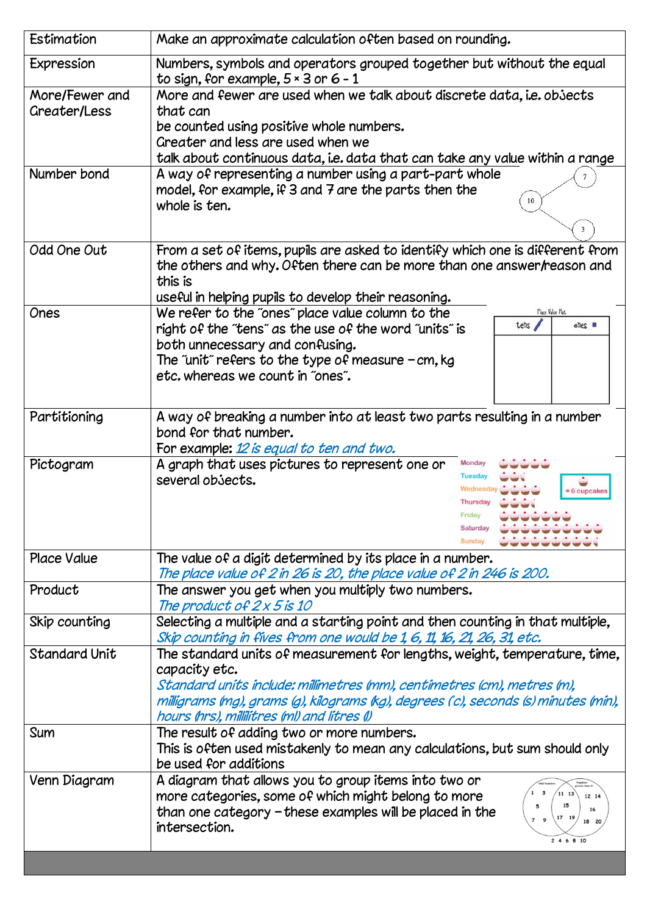| | |
|---|---|
| Estimation | Make an approximate calculation often based on rounding. |
| Expression | Numbers, symbols and operators grouped together but without the equal to sign, for example, 5 × 3 or 6 - 1 |
| More/Fewer and Greater/Less | More and fewer are used when we talk about discrete data, i.e. objects that can be counted using positive whole numbers. Greater and less are used when we talk about continuous data, i.e. data that can take any value within a range |
| Number bond | A way of representing a number using a part-part whole model, for example, if 3 and 7 are the parts then the whole is ten. |
| Odd One Out | From a set of items, pupils are asked to identify which one is different from the others and why. Often there can be more than one answer/reason and this is useful in helping pupils to develop their reasoning. |
| Ones | We refer to the "ones" place value column to the right of the "tens" as the use of the word "units" is both unnecessary and confusing. The "unit" refers to the type of measure – cm, kg etc. whereas we count in "ones". |
| Partitioning | A way of breaking a number into at least two parts resulting in a number bond for that number. For example: *12 is equal to ten and two.* |
| Pictogram | A graph that uses pictures to represent one or several objects. |
| Place Value | The value of a digit determined by its place in a number. *The place value of 2 in 26 is 20, the place value of 2 in 246 is 200.* |
| Product | The answer you get when you multiply two numbers. *The product of 2 x 5 is 10* |
| Skip counting | Selecting a multiple and a starting point and then counting in that multiple, *Skip counting in fives from one would be 1, 6, 11, 16, 21, 26, 31, etc.* |
| Standard Unit | The standard units of measurement for lengths, weight, temperature, time, capacity etc. *Standard units include: millimetres (mm), centimetres (cm), metres (m), milligrams (mg), grams (g), kilograms (kg), degrees (c), seconds (s) minutes (min), hours (hrs), millilitres (ml) and litres (l)* |
| Sum | The result of adding two or more numbers. This is often used mistakenly to mean any calculations, but sum should only be used for additions |
| Venn Diagram | A diagram that allows you to group items into two or more categories, some of which might belong to more than one category – these examples will be placed in the intersection. |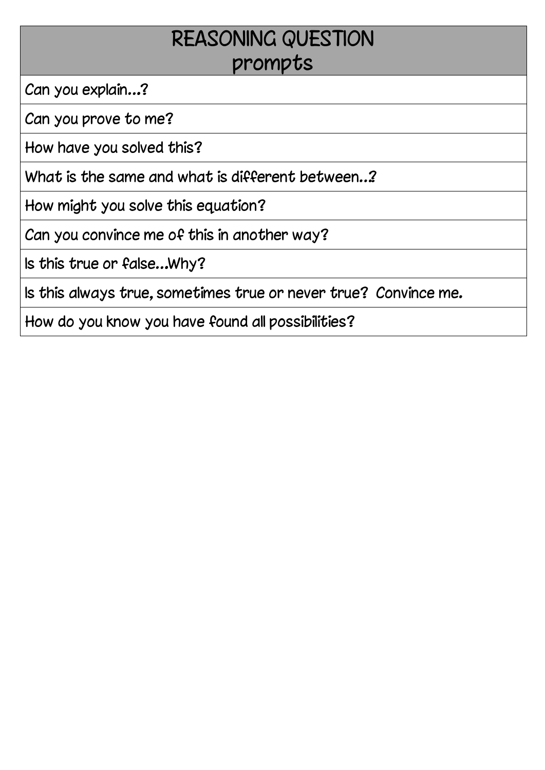| REASONING QUESTION prompts |
| --- |
| Can you explain...? |
| Can you prove to me? |
| How have you solved this? |
| What is the same and what is different between..? |
| How might you solve this equation? |
| Can you convince me of this in another way? |
| Is this true or false...Why? |
| Is this always true, sometimes true or never true? Convince me. |
| How do you know you have found all possibilities? |